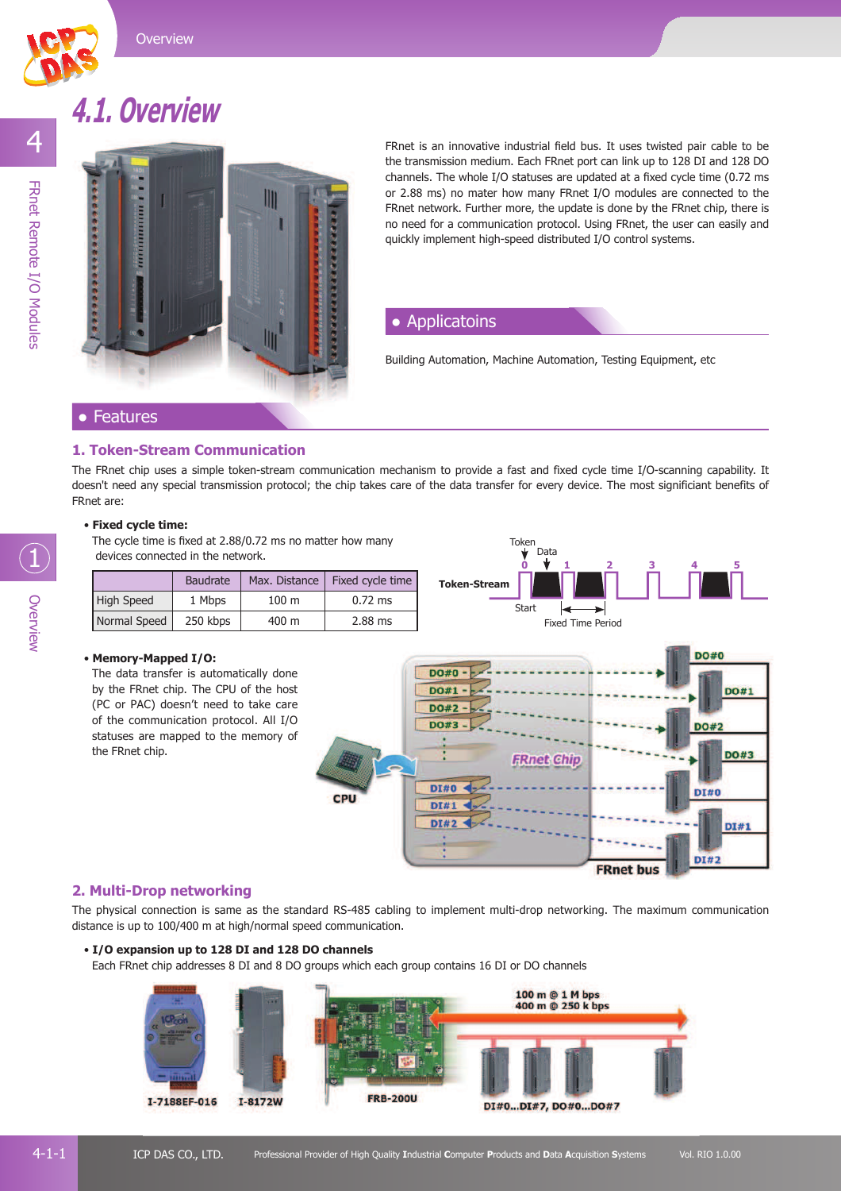# 4.1. Overview

FRnet is an innovative industrial field bus. It uses twisted pair cable to be the transmission medium. Each FRnet port can link up to 128 DI and 128 DO channels. The whole I/O statuses are updated at a fixed cycle time (0.72 ms or 2.88 ms) no mater how many FRnet I/O modules are connected to the FRnet network. Further more, the update is done by the FRnet chip, there is no need for a communication protocol. Using FRnet, the user can easily and quickly implement high-speed distributed I/O control systems.

## Applicatoins

Building Automation, Machine Automation, Testing Equipment, etc

## Features

### 1. Token-Stream Communication

The FRnet chip uses a simple token-stream communication mechanism to provide a fast and fixed cycle time I/O-scanning capability. It doesn't need any special transmission protocol; the chip takes care of the data transfer for every device. The most significiant benefits of FRnet are:

- **Fixed cycle time:**
  The cycle time is fixed at 2.88/0.72 ms no matter how many devices connected in the network.

| | Baudrate | Max. Distance | Fixed cycle time |
|---|---|---|---|
| High Speed | 1 Mbps | 100 m | 0.72 ms |
| Normal Speed | 250 kbps | 400 m | 2.88 ms |

- **Memory-Mapped I/O:**
  The data transfer is automatically done by the FRnet chip. The CPU of the host (PC or PAC) doesn't need to take care of the communication protocol. All I/O statuses are mapped to the memory of the FRnet chip.

### 2. Multi-Drop networking

The physical connection is same as the standard RS-485 cabling to implement multi-drop networking. The maximum communication distance is up to 100/400 m at high/normal speed communication.

- **I/O expansion up to 128 DI and 128 DO channels**
  Each FRnet chip addresses 8 DI and 8 DO groups which each group contains 16 DI or DO channels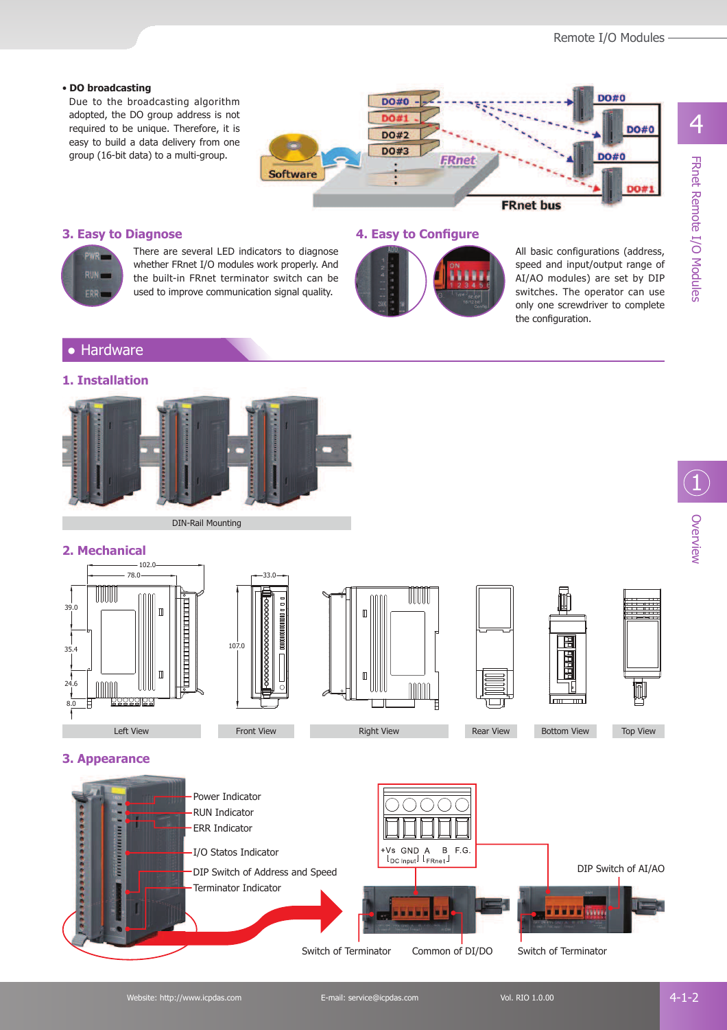• **DO broadcasting**

Due to the broadcasting algorithm adopted, the DO group address is not required to be unique. Therefore, it is easy to build a data delivery from one group (16-bit data) to a multi-group.

### 3. Easy to Diagnose

There are several LED indicators to diagnose whether FRnet I/O modules work properly. And the built-in FRnet terminator switch can be used to improve communication signal quality.

### 4. Easy to Configure

All basic configurations (address, speed and input/output range of AI/AO modules) are set by DIP switches. The operator can use only one screwdriver to complete the configuration.

## • Hardware

### 1. Installation

DIN-Rail Mounting

### 2. Mechanical

Left View | Front View | Right View | Rear View | Bottom View | Top View

### 3. Appearance

- Power Indicator
- RUN Indicator
- ERR Indicator
- I/O Statos Indicator
- DIP Switch of Address and Speed
- Terminator Indicator
- Switch of Terminator
- Common of DI/DO
- Switch of Terminator
- DIP Switch of AI/AO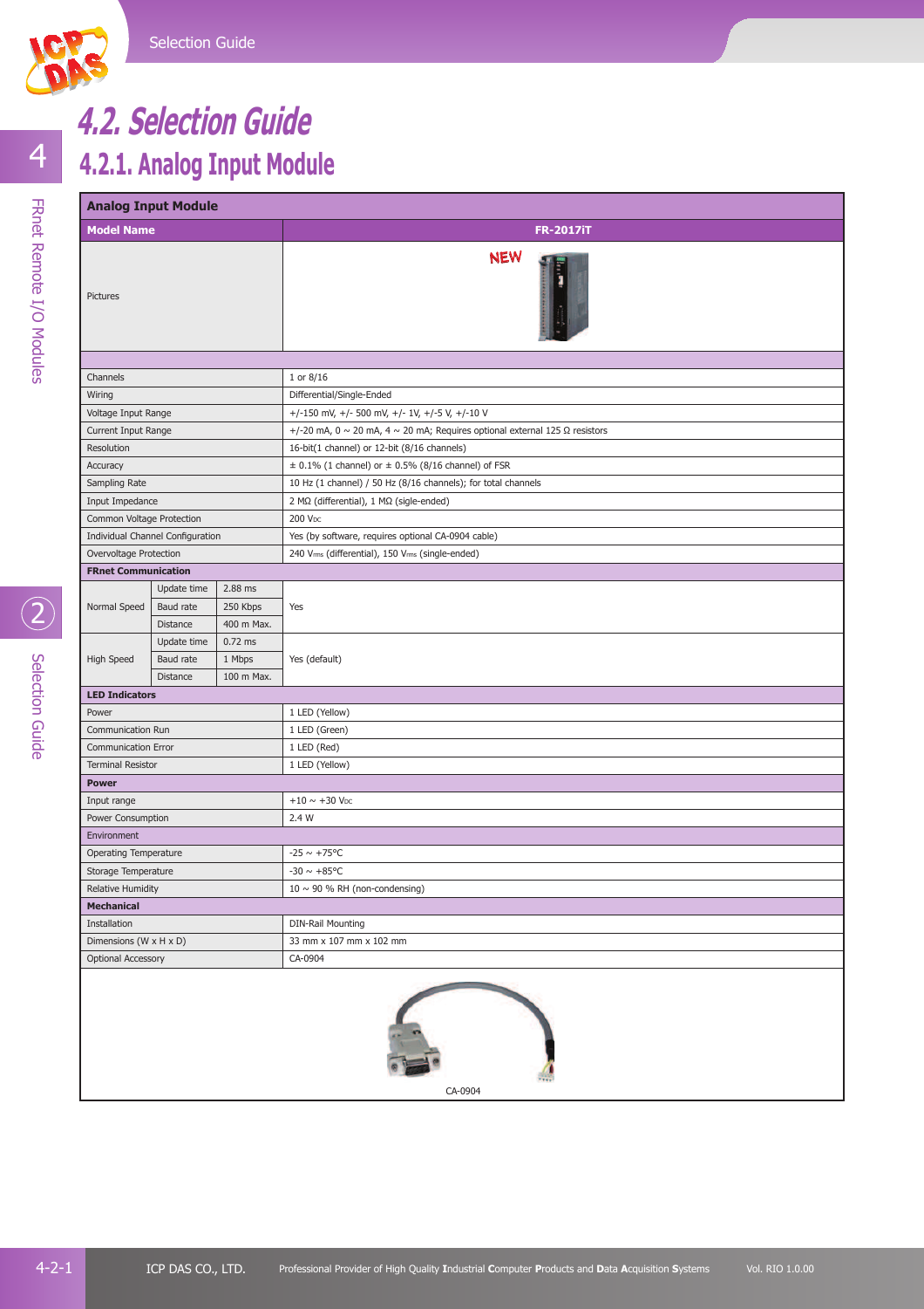# 4.2. Selection Guide

## 4.2.1. Analog Input Module

| Analog Input Module | | | |
|---|---|---|---|
| **Model Name** | | | **FR-2017iT** |
| Pictures | | | NEW |
| | | | |
| Channels | | | 1 or 8/16 |
| Wiring | | | Differential/Single-Ended |
| Voltage Input Range | | | +/-150 mV, +/- 500 mV, +/- 1V, +/-5 V, +/-10 V |
| Current Input Range | | | +/-20 mA, 0 ~ 20 mA, 4 ~ 20 mA; Requires optional external 125 Ω resistors |
| Resolution | | | 16-bit(1 channel) or 12-bit (8/16 channels) |
| Accuracy | | | ± 0.1% (1 channel) or ± 0.5% (8/16 channel) of FSR |
| Sampling Rate | | | 10 Hz (1 channel) / 50 Hz (8/16 channels); for total channels |
| Input Impedance | | | 2 MΩ (differential), 1 MΩ (sigle-ended) |
| Common Voltage Protection | | | 200 $V_{DC}$ |
| Individual Channel Configuration | | | Yes (by software, requires optional CA-0904 cable) |
| Overvoltage Protection | | | 240 $V_{rms}$ (differential), 150 $V_{rms}$ (single-ended) |
| **FRnet Communication** | | | |
| Normal Speed | Update time | 2.88 ms | Yes |
| | Baud rate | 250 Kbps | |
| | Distance | 400 m Max. | |
| High Speed | Update time | 0.72 ms | Yes (default) |
| | Baud rate | 1 Mbps | |
| | Distance | 100 m Max. | |
| **LED Indicators** | | | |
| Power | | | 1 LED (Yellow) |
| Communication Run | | | 1 LED (Green) |
| Communication Error | | | 1 LED (Red) |
| Terminal Resistor | | | 1 LED (Yellow) |
| **Power** | | | |
| Input range | | | +10 ~ +30 $V_{DC}$ |
| Power Consumption | | | 2.4 W |
| Environment | | | |
| Operating Temperature | | | -25 ~ +75°C |
| Storage Temperature | | | -30 ~ +85°C |
| Relative Humidity | | | 10 ~ 90 % RH (non-condensing) |
| **Mechanical** | | | |
| Installation | | | DIN-Rail Mounting |
| Dimensions (W x H x D) | | | 33 mm x 107 mm x 102 mm |
| Optional Accessory | | | CA-0904 |

CA-0904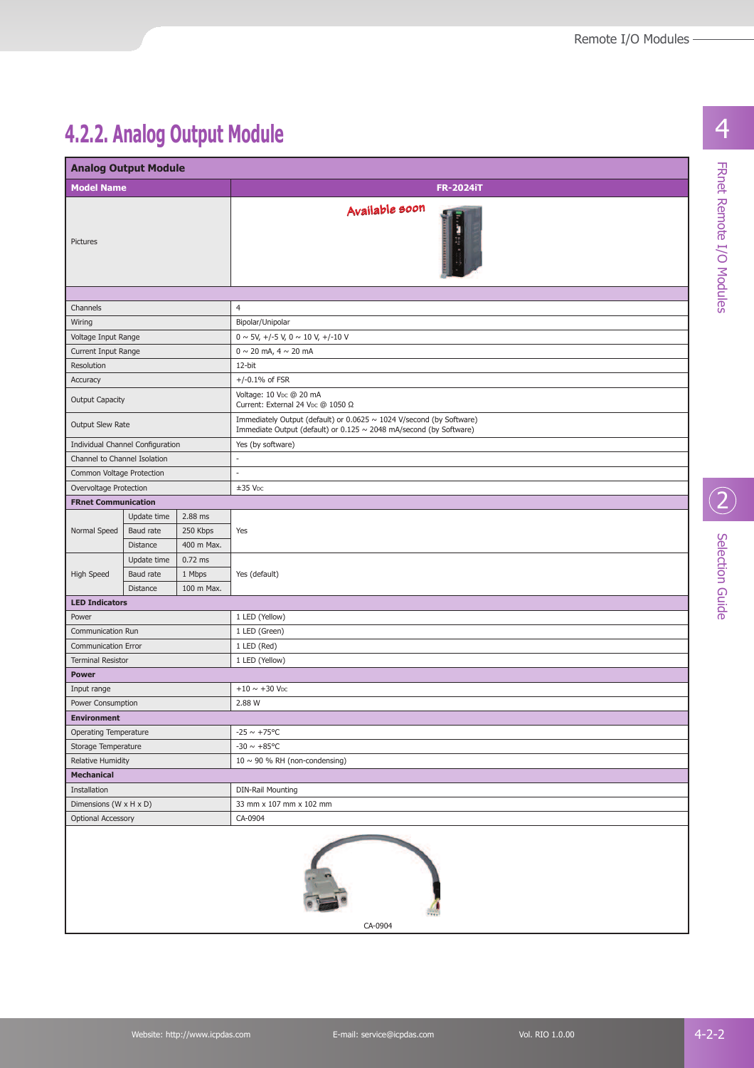## 4.2.2. Analog Output Module

| Analog Output Module | | | |
|---|---|---|---|
| **Model Name** | | | **FR-2024iT** |
| Pictures | | | Available soon |
| Channels | | | 4 |
| Wiring | | | Bipolar/Unipolar |
| Voltage Input Range | | | 0 ~ 5V, +/-5 V, 0 ~ 10 V, +/-10 V |
| Current Input Range | | | 0 ~ 20 mA, 4 ~ 20 mA |
| Resolution | | | 12-bit |
| Accuracy | | | +/-0.1% of FSR |
| Output Capacity | | | Voltage: 10 $V_{DC}$ @ 20 mA<br>Current: External 24 $V_{DC}$ @ 1050 Ω |
| Output Slew Rate | | | Immediately Output (default) or 0.0625 ~ 1024 V/second (by Software)<br>Immediate Output (default) or 0.125 ~ 2048 mA/second (by Software) |
| Individual Channel Configuration | | | Yes (by software) |
| Channel to Channel Isolation | | | - |
| Common Voltage Protection | | | - |
| Overvoltage Protection | | | ±35 $V_{DC}$ |
| **FRnet Communication** | | | |
| Normal Speed | Update time | 2.88 ms | Yes |
| | Baud rate | 250 Kbps | |
| | Distance | 400 m Max. | |
| High Speed | Update time | 0.72 ms | Yes (default) |
| | Baud rate | 1 Mbps | |
| | Distance | 100 m Max. | |
| **LED Indicators** | | | |
| Power | | | 1 LED (Yellow) |
| Communication Run | | | 1 LED (Green) |
| Communication Error | | | 1 LED (Red) |
| Terminal Resistor | | | 1 LED (Yellow) |
| **Power** | | | |
| Input range | | | +10 ~ +30 $V_{DC}$ |
| Power Consumption | | | 2.88 W |
| **Environment** | | | |
| Operating Temperature | | | -25 ~ +75°C |
| Storage Temperature | | | -30 ~ +85°C |
| Relative Humidity | | | 10 ~ 90 % RH (non-condensing) |
| **Mechanical** | | | |
| Installation | | | DIN-Rail Mounting |
| Dimensions (W x H x D) | | | 33 mm x 107 mm x 102 mm |
| Optional Accessory | | | CA-0904 |

CA-0904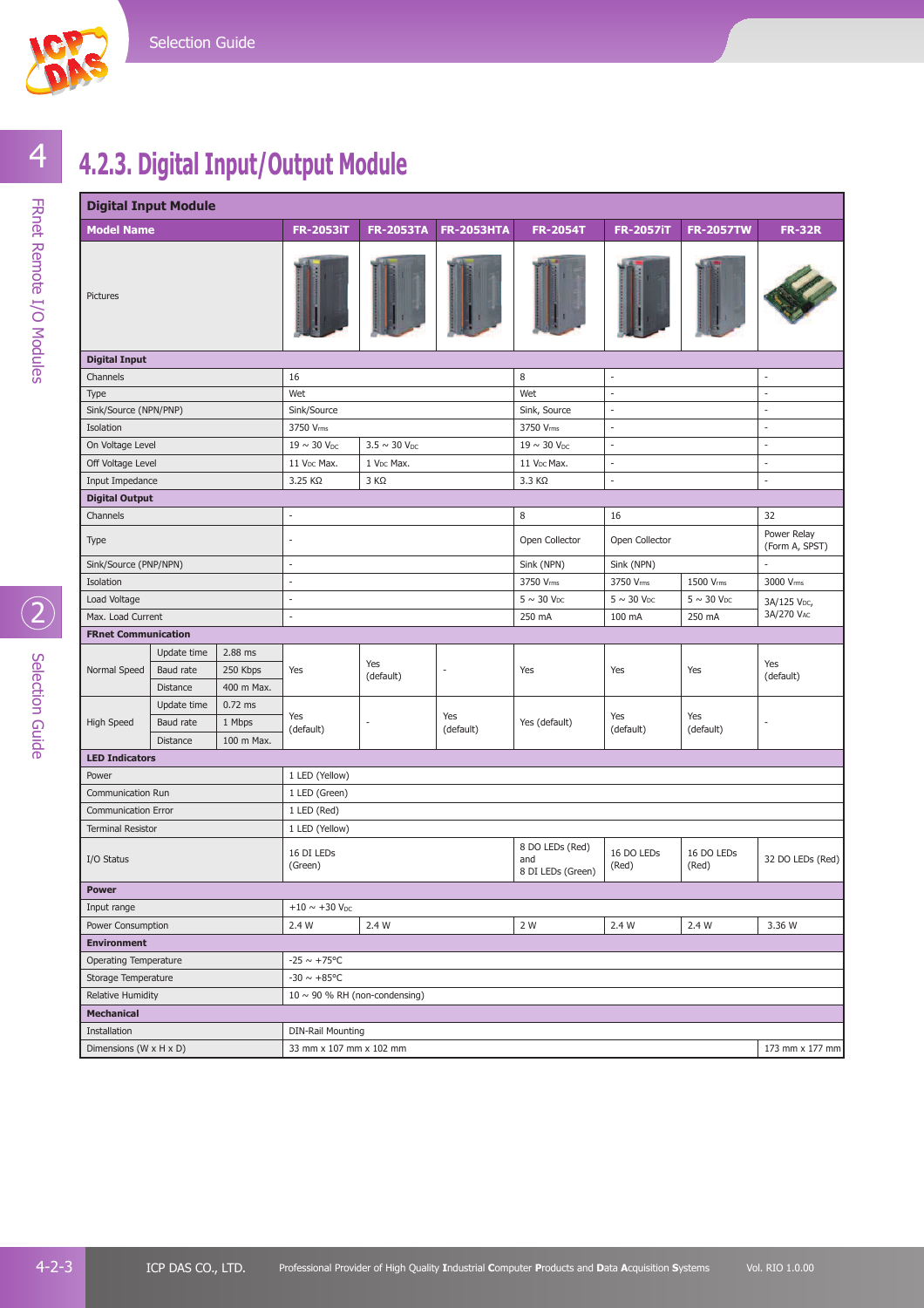# 4.2.3. Digital Input/Output Module

| Digital Input Module | | | | | | | | | |
|---|---|---|---|---|---|---|---|---|---|
| **Model Name** | | | **FR-2053iT** | **FR-2053TA** | **FR-2053HTA** | **FR-2054T** | **FR-2057iT** | **FR-2057TW** | **FR-32R** |
| Pictures | | | | | | | | | |
| **Digital Input** | | | | | | | | | |
| Channels | | | 16 | | | 8 | - | | - |
| Type | | | Wet | | | Wet | - | | - |
| Sink/Source (NPN/PNP) | | | Sink/Source | | | Sink, Source | - | | - |
| Isolation | | | 3750 $V_{rms}$ | | | 3750 $V_{rms}$ | - | | - |
| On Voltage Level | | | 19 ~ 30 $V_{DC}$ | 3.5 ~ 30 $V_{DC}$ | | 19 ~ 30 $V_{DC}$ | - | | - |
| Off Voltage Level | | | 11 $V_{DC}$ Max. | 1 $V_{DC}$ Max. | | 11 $V_{DC}$ Max. | - | | - |
| Input Impedance | | | 3.25 KΩ | 3 KΩ | | 3.3 KΩ | - | | - |
| **Digital Output** | | | | | | | | | |
| Channels | | | - | | | 8 | 16 | | 32 |
| Type | | | - | | | Open Collector | Open Collector | | Power Relay (Form A, SPST) |
| Sink/Source (PNP/NPN) | | | - | | | Sink (NPN) | Sink (NPN) | | - |
| Isolation | | | - | | | 3750 $V_{rms}$ | 3750 $V_{rms}$ | 1500 $V_{rms}$ | 3000 $V_{rms}$ |
| Load Voltage | | | - | | | 5 ~ 30 $V_{DC}$ | 5 ~ 30 $V_{DC}$ | 5 ~ 30 $V_{DC}$ | 3A/125 $V_{DC}$, 3A/270 $V_{AC}$ |
| Max. Load Current | | | - | | | 250 mA | 100 mA | 250 mA | |
| **FRnet Communication** | | | | | | | | | |
| Normal Speed | Update time | 2.88 ms | Yes | Yes (default) | - | Yes | Yes | Yes | Yes (default) |
| | Baud rate | 250 Kbps | | | | | | | |
| | Distance | 400 m Max. | | | | | | | |
| High Speed | Update time | 0.72 ms | Yes (default) | - | Yes (default) | Yes (default) | Yes (default) | Yes (default) | - |
| | Baud rate | 1 Mbps | | | | | | | |
| | Distance | 100 m Max. | | | | | | | |
| **LED Indicators** | | | | | | | | | |
| Power | | | 1 LED (Yellow) | | | | | | |
| Communication Run | | | 1 LED (Green) | | | | | | |
| Communication Error | | | 1 LED (Red) | | | | | | |
| Terminal Resistor | | | 1 LED (Yellow) | | | | | | |
| I/O Status | | | 16 DI LEDs (Green) | | | 8 DO LEDs (Red) and 8 DI LEDs (Green) | 16 DO LEDs (Red) | 16 DO LEDs (Red) | 32 DO LEDs (Red) |
| **Power** | | | | | | | | | |
| Input range | | | +10 ~ +30 $V_{DC}$ | | | | | | |
| Power Consumption | | | 2.4 W | 2.4 W | | 2 W | 2.4 W | 2.4 W | 3.36 W |
| **Environment** | | | | | | | | | |
| Operating Temperature | | | -25 ~ +75°C | | | | | | |
| Storage Temperature | | | -30 ~ +85°C | | | | | | |
| Relative Humidity | | | 10 ~ 90 % RH (non-condensing) | | | | | | |
| **Mechanical** | | | | | | | | | |
| Installation | | | DIN-Rail Mounting | | | | | | |
| Dimensions (W x H x D) | | | 33 mm x 107 mm x 102 mm | | | | | | 173 mm x 177 mm |